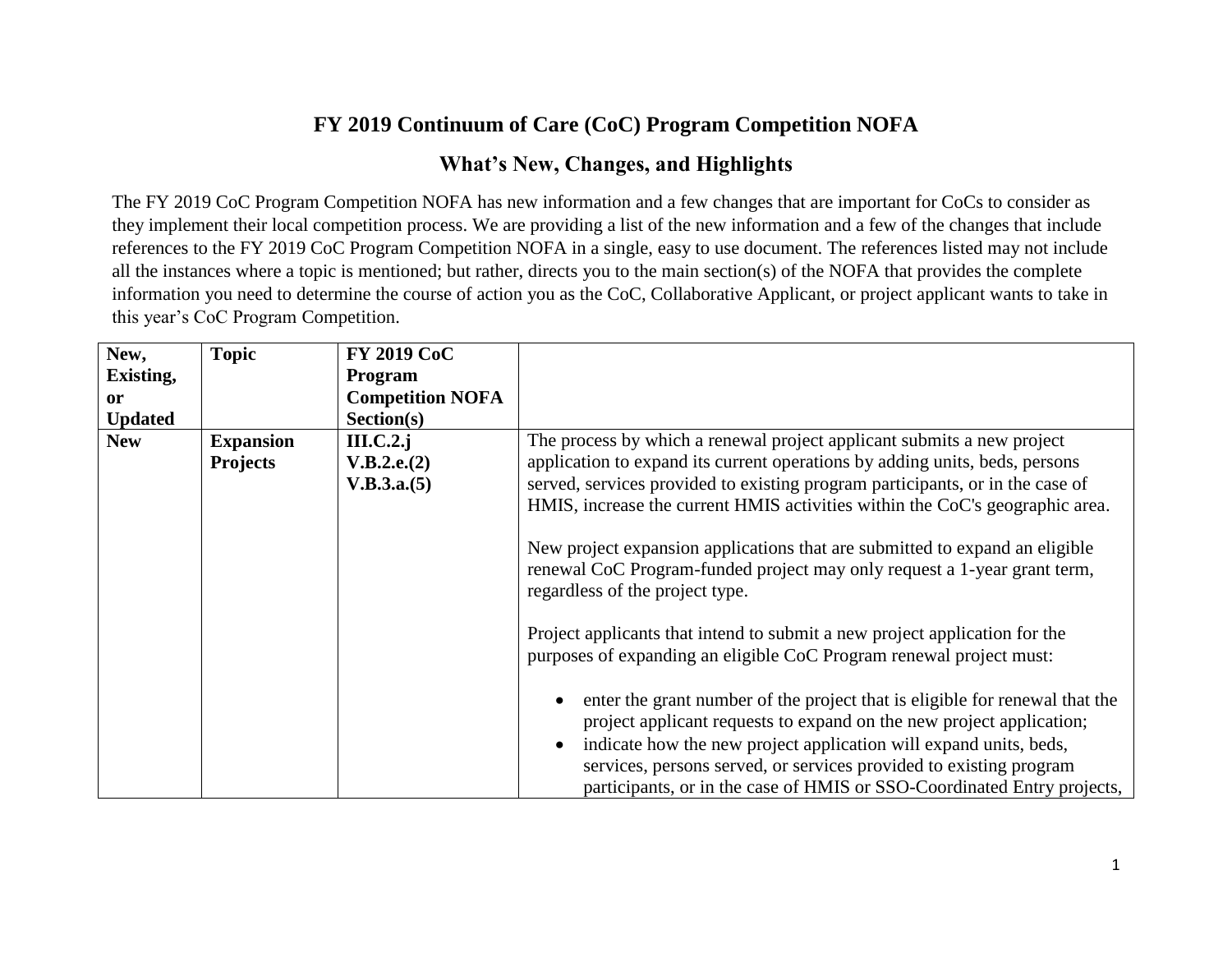# FY 2019 Continuum of Care (CoC) Program Competition NOFA

## What's New, Changes, and Highlights

The FY 2019 CoC Program Competition NOFA has new information and a few changes that are important for CoCs to consider as they implement their local competition process. We are providing a list of the new information and a few of the changes that include references to the FY 2019 CoC Program Competition NOFA in a single, easy to use document. The references listed may not include all the instances where a topic is mentioned; but rather, directs you to the main section(s) of the NOFA that provides the complete information you need to determine the course of action you as the CoC, Collaborative Applicant, or project applicant wants to take in this year's CoC Program Competition.

| New, Existing, or Updated | Topic | FY 2019 CoC Program Competition NOFA Section(s) | |
|---|---|---|---|
| **New** | **Expansion Projects** | **III.C.2.j**<br>**V.B.2.e.(2)**<br>**V.B.3.a.(5)** | The process by which a renewal project applicant submits a new project application to expand its current operations by adding units, beds, persons served, services provided to existing program participants, or in the case of HMIS, increase the current HMIS activities within the CoC's geographic area.<br><br>New project expansion applications that are submitted to expand an eligible renewal CoC Program-funded project may only request a 1-year grant term, regardless of the project type.<br><br>Project applicants that intend to submit a new project application for the purposes of expanding an eligible CoC Program renewal project must:<br><br>• enter the grant number of the project that is eligible for renewal that the project applicant requests to expand on the new project application;<br>• indicate how the new project application will expand units, beds, services, persons served, or services provided to existing program participants, or in the case of HMIS or SSO-Coordinated Entry projects, |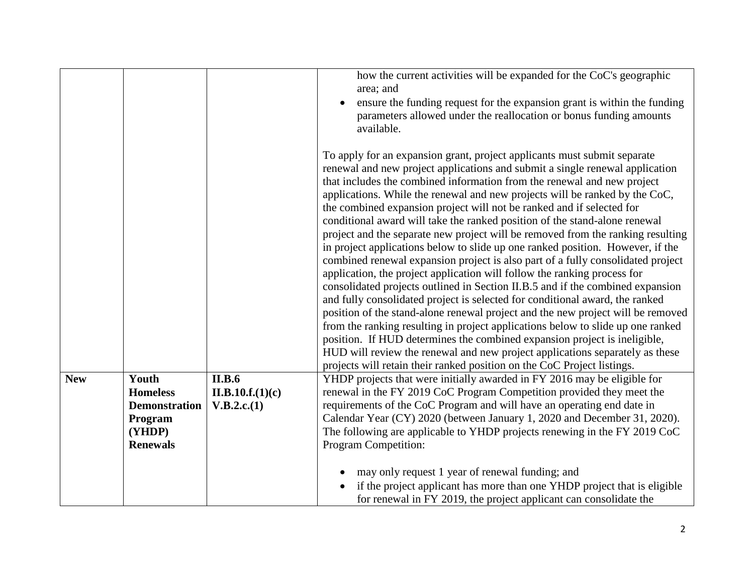| | | | |
|---|---|---|---|
| | | | how the current activities will be expanded for the CoC's geographic area; and<br>• ensure the funding request for the expansion grant is within the funding parameters allowed under the reallocation or bonus funding amounts available.<br><br>To apply for an expansion grant, project applicants must submit separate renewal and new project applications and submit a single renewal application that includes the combined information from the renewal and new project applications. While the renewal and new projects will be ranked by the CoC, the combined expansion project will not be ranked and if selected for conditional award will take the ranked position of the stand-alone renewal project and the separate new project will be removed from the ranking resulting in project applications below to slide up one ranked position. However, if the combined renewal expansion project is also part of a fully consolidated project application, the project application will follow the ranking process for consolidated projects outlined in Section II.B.5 and if the combined expansion and fully consolidated project is selected for conditional award, the ranked position of the stand-alone renewal project and the new project will be removed from the ranking resulting in project applications below to slide up one ranked position. If HUD determines the combined expansion project is ineligible, HUD will review the renewal and new project applications separately as these projects will retain their ranked position on the CoC Project listings. |
| **New** | **Youth Homeless Demonstration Program (YHDP) Renewals** | **II.B.6**<br>**II.B.10.f.(1)(c)**<br>**V.B.2.c.(1)** | YHDP projects that were initially awarded in FY 2016 may be eligible for renewal in the FY 2019 CoC Program Competition provided they meet the requirements of the CoC Program and will have an operating end date in Calendar Year (CY) 2020 (between January 1, 2020 and December 31, 2020). The following are applicable to YHDP projects renewing in the FY 2019 CoC Program Competition:<br><br>• may only request 1 year of renewal funding; and<br>• if the project applicant has more than one YHDP project that is eligible for renewal in FY 2019, the project applicant can consolidate the |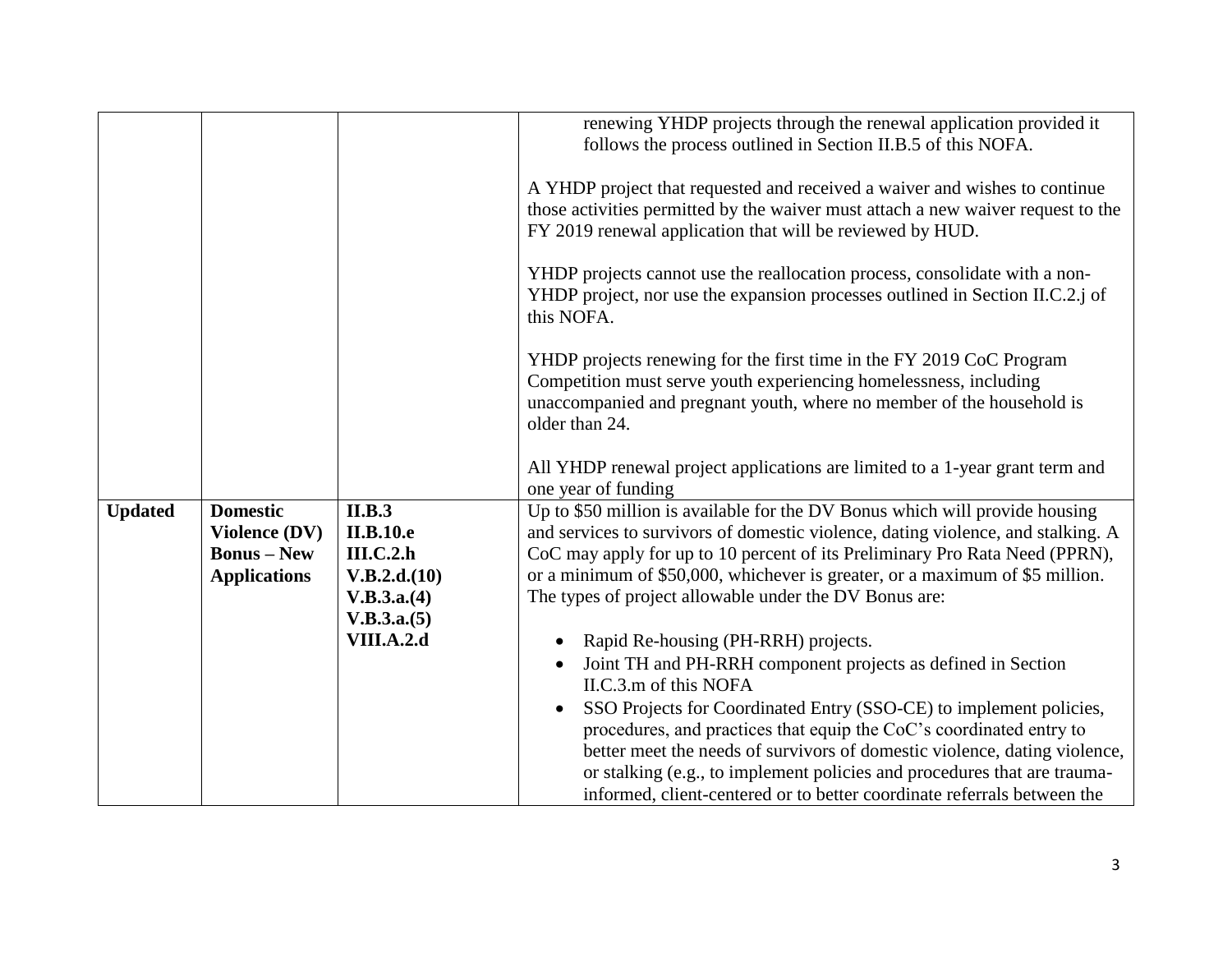| | | | |
|---|---|---|---|
| | | | renewing YHDP projects through the renewal application provided it follows the process outlined in Section II.B.5 of this NOFA.<br><br>A YHDP project that requested and received a waiver and wishes to continue those activities permitted by the waiver must attach a new waiver request to the FY 2019 renewal application that will be reviewed by HUD.<br><br>YHDP projects cannot use the reallocation process, consolidate with a non-YHDP project, nor use the expansion processes outlined in Section II.C.2.j of this NOFA.<br><br>YHDP projects renewing for the first time in the FY 2019 CoC Program Competition must serve youth experiencing homelessness, including unaccompanied and pregnant youth, where no member of the household is older than 24.<br><br>All YHDP renewal project applications are limited to a 1-year grant term and one year of funding |
| **Updated** | **Domestic Violence (DV) Bonus – New Applications** | **II.B.3**<br>**II.B.10.e**<br>**III.C.2.h**<br>**V.B.2.d.(10)**<br>**V.B.3.a.(4)**<br>**V.B.3.a.(5)**<br>**VIII.A.2.d** | Up to $50 million is available for the DV Bonus which will provide housing and services to survivors of domestic violence, dating violence, and stalking. A CoC may apply for up to 10 percent of its Preliminary Pro Rata Need (PPRN), or a minimum of $50,000, whichever is greater, or a maximum of $5 million. The types of project allowable under the DV Bonus are:<br><br>• Rapid Re-housing (PH-RRH) projects.<br>• Joint TH and PH-RRH component projects as defined in Section II.C.3.m of this NOFA<br>• SSO Projects for Coordinated Entry (SSO-CE) to implement policies, procedures, and practices that equip the CoC's coordinated entry to better meet the needs of survivors of domestic violence, dating violence, or stalking (e.g., to implement policies and procedures that are trauma-informed, client-centered or to better coordinate referrals between the |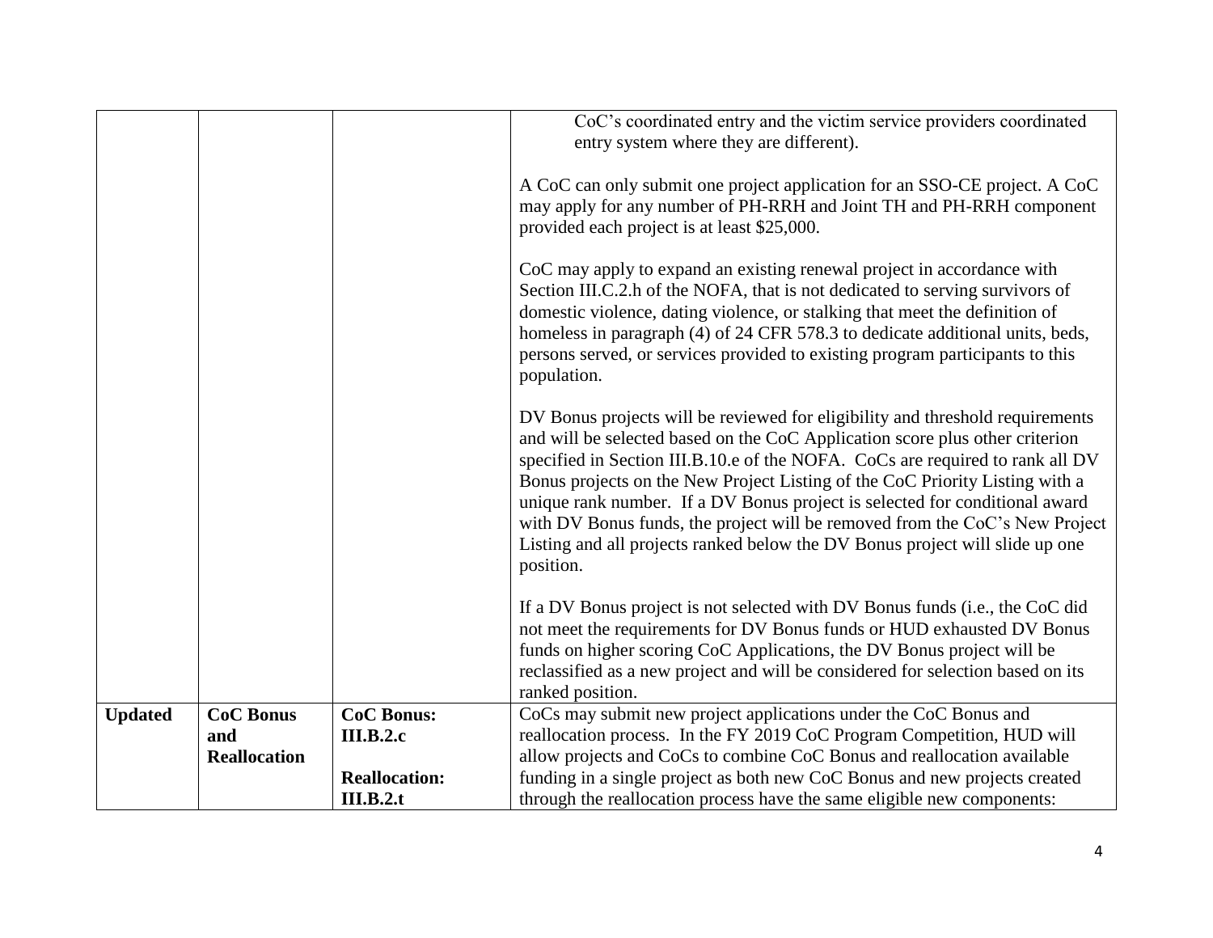| | | | |
|---|---|---|---|
| | | | CoC's coordinated entry and the victim service providers coordinated entry system where they are different).<br><br>A CoC can only submit one project application for an SSO-CE project. A CoC may apply for any number of PH-RRH and Joint TH and PH-RRH component provided each project is at least $25,000.<br><br>CoC may apply to expand an existing renewal project in accordance with Section III.C.2.h of the NOFA, that is not dedicated to serving survivors of domestic violence, dating violence, or stalking that meet the definition of homeless in paragraph (4) of 24 CFR 578.3 to dedicate additional units, beds, persons served, or services provided to existing program participants to this population.<br><br>DV Bonus projects will be reviewed for eligibility and threshold requirements and will be selected based on the CoC Application score plus other criterion specified in Section III.B.10.e of the NOFA. CoCs are required to rank all DV Bonus projects on the New Project Listing of the CoC Priority Listing with a unique rank number. If a DV Bonus project is selected for conditional award with DV Bonus funds, the project will be removed from the CoC's New Project Listing and all projects ranked below the DV Bonus project will slide up one position.<br><br>If a DV Bonus project is not selected with DV Bonus funds (i.e., the CoC did not meet the requirements for DV Bonus funds or HUD exhausted DV Bonus funds on higher scoring CoC Applications, the DV Bonus project will be reclassified as a new project and will be considered for selection based on its ranked position. |
| **Updated** | **CoC Bonus and Reallocation** | **CoC Bonus: III.B.2.c**<br><br>**Reallocation: III.B.2.t** | CoCs may submit new project applications under the CoC Bonus and reallocation process. In the FY 2019 CoC Program Competition, HUD will allow projects and CoCs to combine CoC Bonus and reallocation available funding in a single project as both new CoC Bonus and new projects created through the reallocation process have the same eligible new components: |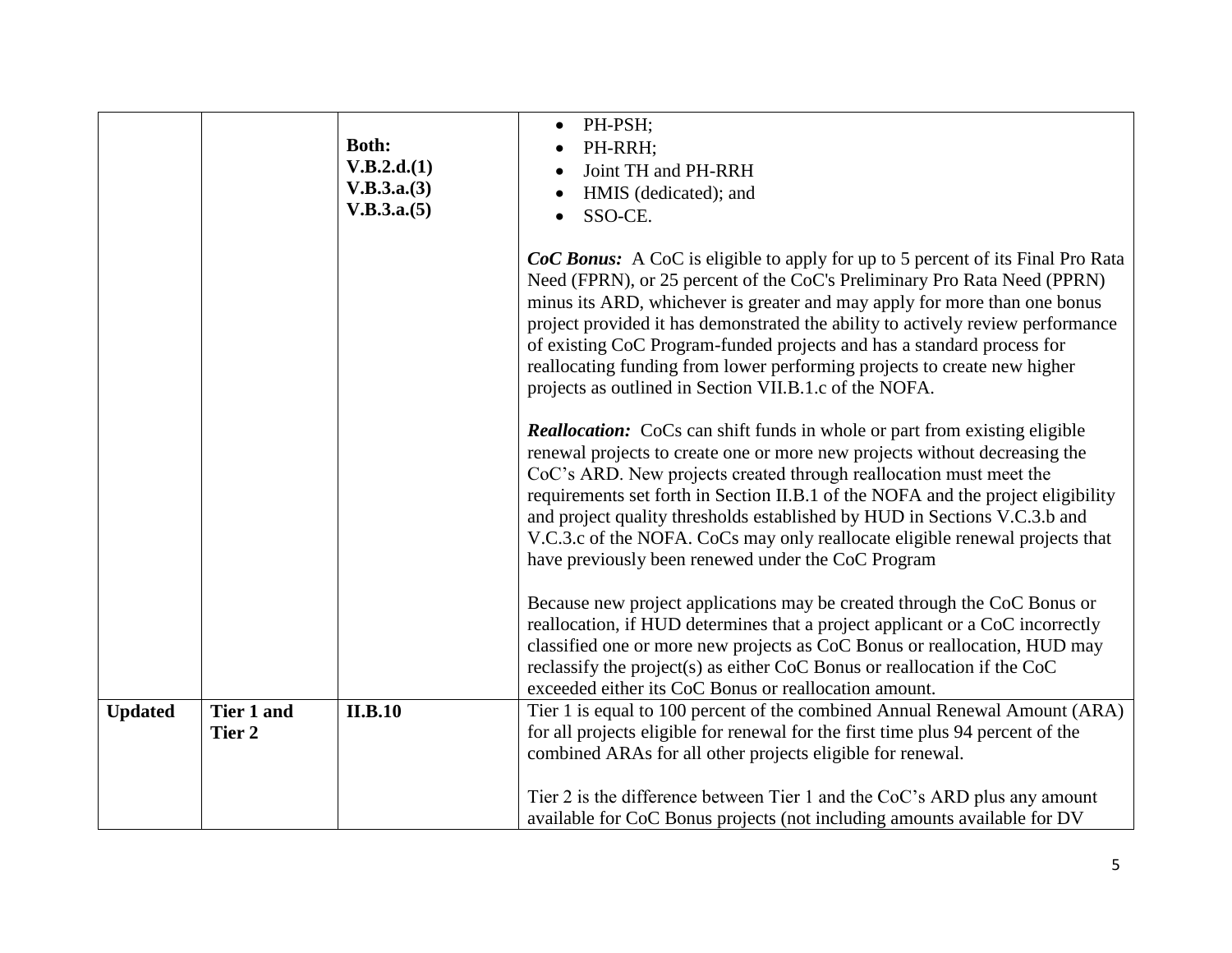| | | | |
|---|---|---|---|
| | | **Both:**<br>**V.B.2.d.(1)**<br>**V.B.3.a.(3)**<br>**V.B.3.a.(5)** | • PH-PSH;<br>• PH-RRH;<br>• Joint TH and PH-RRH<br>• HMIS (dedicated); and<br>• SSO-CE.<br><br>***CoC Bonus:*** A CoC is eligible to apply for up to 5 percent of its Final Pro Rata Need (FPRN), or 25 percent of the CoC's Preliminary Pro Rata Need (PPRN) minus its ARD, whichever is greater and may apply for more than one bonus project provided it has demonstrated the ability to actively review performance of existing CoC Program-funded projects and has a standard process for reallocating funding from lower performing projects to create new higher projects as outlined in Section VII.B.1.c of the NOFA.<br><br>***Reallocation:*** CoCs can shift funds in whole or part from existing eligible renewal projects to create one or more new projects without decreasing the CoC's ARD. New projects created through reallocation must meet the requirements set forth in Section II.B.1 of the NOFA and the project eligibility and project quality thresholds established by HUD in Sections V.C.3.b and V.C.3.c of the NOFA. CoCs may only reallocate eligible renewal projects that have previously been renewed under the CoC Program<br><br>Because new project applications may be created through the CoC Bonus or reallocation, if HUD determines that a project applicant or a CoC incorrectly classified one or more new projects as CoC Bonus or reallocation, HUD may reclassify the project(s) as either CoC Bonus or reallocation if the CoC exceeded either its CoC Bonus or reallocation amount. |
| **Updated** | **Tier 1 and Tier 2** | **II.B.10** | Tier 1 is equal to 100 percent of the combined Annual Renewal Amount (ARA) for all projects eligible for renewal for the first time plus 94 percent of the combined ARAs for all other projects eligible for renewal.<br><br>Tier 2 is the difference between Tier 1 and the CoC's ARD plus any amount available for CoC Bonus projects (not including amounts available for DV |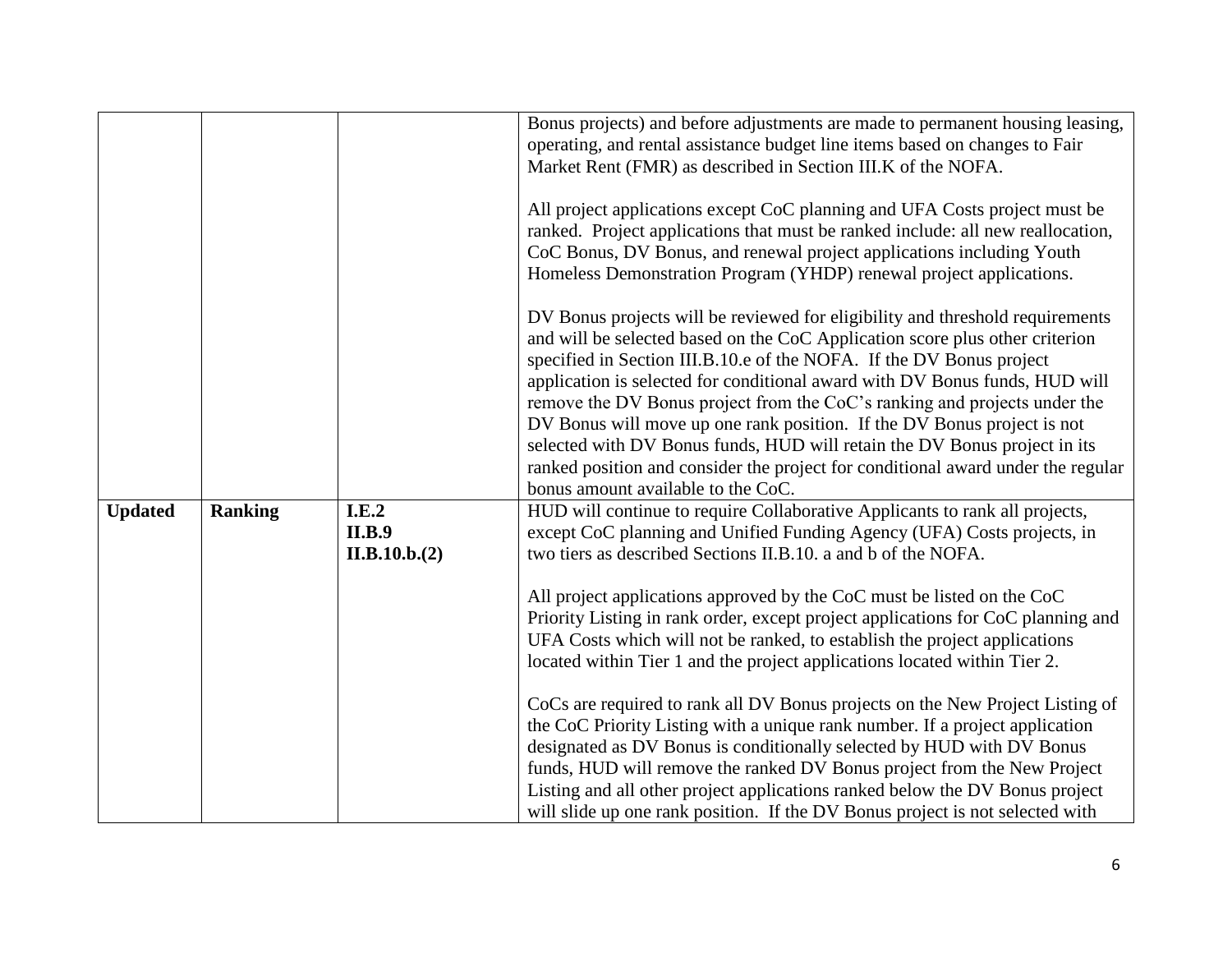| | | | |
|---|---|---|---|
| | | | Bonus projects) and before adjustments are made to permanent housing leasing, operating, and rental assistance budget line items based on changes to Fair Market Rent (FMR) as described in Section III.K of the NOFA.<br><br>All project applications except CoC planning and UFA Costs project must be ranked. Project applications that must be ranked include: all new reallocation, CoC Bonus, DV Bonus, and renewal project applications including Youth Homeless Demonstration Program (YHDP) renewal project applications.<br><br>DV Bonus projects will be reviewed for eligibility and threshold requirements and will be selected based on the CoC Application score plus other criterion specified in Section III.B.10.e of the NOFA. If the DV Bonus project application is selected for conditional award with DV Bonus funds, HUD will remove the DV Bonus project from the CoC's ranking and projects under the DV Bonus will move up one rank position. If the DV Bonus project is not selected with DV Bonus funds, HUD will retain the DV Bonus project in its ranked position and consider the project for conditional award under the regular bonus amount available to the CoC. |
| **Updated** | **Ranking** | **I.E.2**<br>**II.B.9**<br>**II.B.10.b.(2)** | HUD will continue to require Collaborative Applicants to rank all projects, except CoC planning and Unified Funding Agency (UFA) Costs projects, in two tiers as described Sections II.B.10. a and b of the NOFA.<br><br>All project applications approved by the CoC must be listed on the CoC Priority Listing in rank order, except project applications for CoC planning and UFA Costs which will not be ranked, to establish the project applications located within Tier 1 and the project applications located within Tier 2.<br><br>CoCs are required to rank all DV Bonus projects on the New Project Listing of the CoC Priority Listing with a unique rank number. If a project application designated as DV Bonus is conditionally selected by HUD with DV Bonus funds, HUD will remove the ranked DV Bonus project from the New Project Listing and all other project applications ranked below the DV Bonus project will slide up one rank position. If the DV Bonus project is not selected with |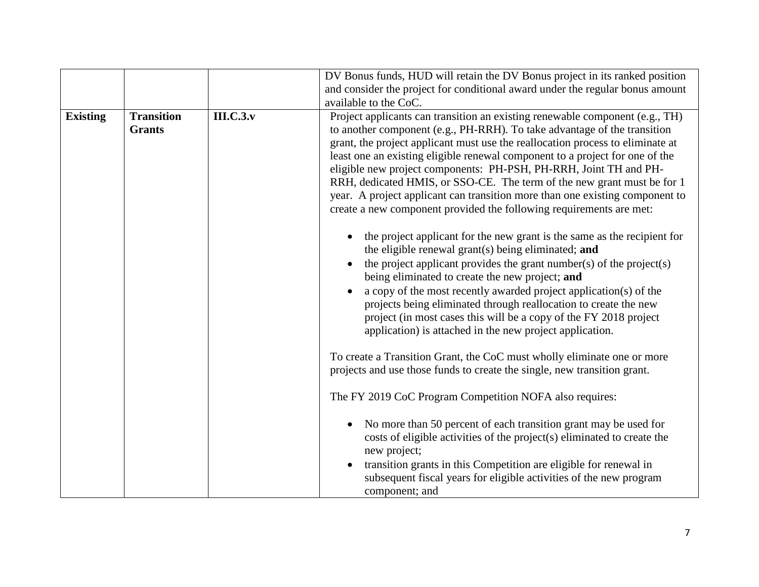| | | | |
|---|---|---|---|
| | | | DV Bonus funds, HUD will retain the DV Bonus project in its ranked position and consider the project for conditional award under the regular bonus amount available to the CoC. |
| **Existing** | **Transition Grants** | **III.C.3.v** | Project applicants can transition an existing renewable component (e.g., TH) to another component (e.g., PH-RRH). To take advantage of the transition grant, the project applicant must use the reallocation process to eliminate at least one an existing eligible renewal component to a project for one of the eligible new project components: PH-PSH, PH-RRH, Joint TH and PH-RRH, dedicated HMIS, or SSO-CE. The term of the new grant must be for 1 year. A project applicant can transition more than one existing component to create a new component provided the following requirements are met:<br><br>• the project applicant for the new grant is the same as the recipient for the eligible renewal grant(s) being eliminated; **and**<br>• the project applicant provides the grant number(s) of the project(s) being eliminated to create the new project; **and**<br>• a copy of the most recently awarded project application(s) of the projects being eliminated through reallocation to create the new project (in most cases this will be a copy of the FY 2018 project application) is attached in the new project application.<br><br>To create a Transition Grant, the CoC must wholly eliminate one or more projects and use those funds to create the single, new transition grant.<br><br>The FY 2019 CoC Program Competition NOFA also requires:<br><br>• No more than 50 percent of each transition grant may be used for costs of eligible activities of the project(s) eliminated to create the new project;<br>• transition grants in this Competition are eligible for renewal in subsequent fiscal years for eligible activities of the new program component; and |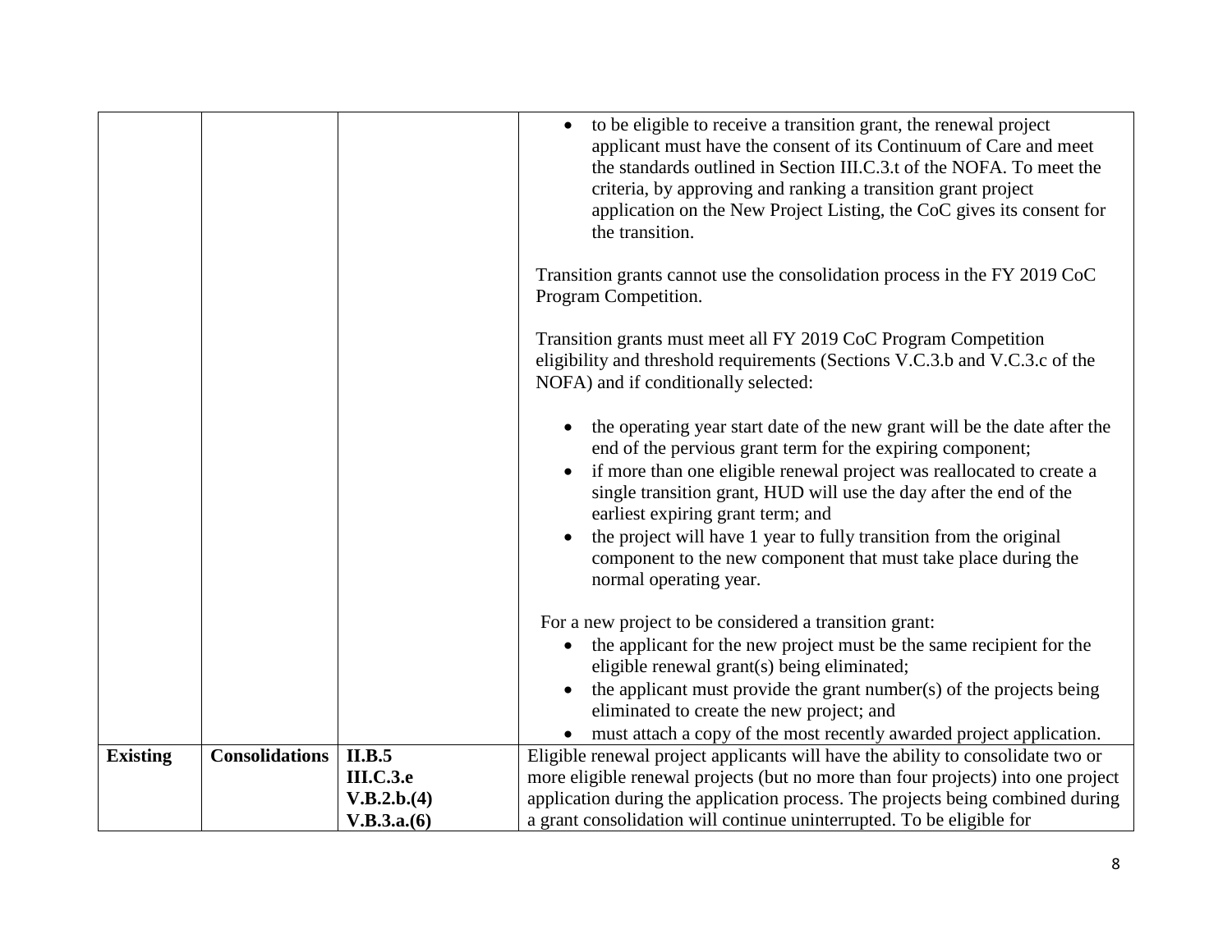| | | | |
|---|---|---|---|
| | | | • to be eligible to receive a transition grant, the renewal project applicant must have the consent of its Continuum of Care and meet the standards outlined in Section III.C.3.t of the NOFA. To meet the criteria, by approving and ranking a transition grant project application on the New Project Listing, the CoC gives its consent for the transition.<br><br>Transition grants cannot use the consolidation process in the FY 2019 CoC Program Competition.<br><br>Transition grants must meet all FY 2019 CoC Program Competition eligibility and threshold requirements (Sections V.C.3.b and V.C.3.c of the NOFA) and if conditionally selected:<br><br>• the operating year start date of the new grant will be the date after the end of the pervious grant term for the expiring component;<br>• if more than one eligible renewal project was reallocated to create a single transition grant, HUD will use the day after the end of the earliest expiring grant term; and<br>• the project will have 1 year to fully transition from the original component to the new component that must take place during the normal operating year.<br><br>For a new project to be considered a transition grant:<br>• the applicant for the new project must be the same recipient for the eligible renewal grant(s) being eliminated;<br>• the applicant must provide the grant number(s) of the projects being eliminated to create the new project; and<br>• must attach a copy of the most recently awarded project application. |
| **Existing** | **Consolidations** | **II.B.5**<br>**III.C.3.e**<br>**V.B.2.b.(4)**<br>**V.B.3.a.(6)** | Eligible renewal project applicants will have the ability to consolidate two or more eligible renewal projects (but no more than four projects) into one project application during the application process. The projects being combined during a grant consolidation will continue uninterrupted. To be eligible for |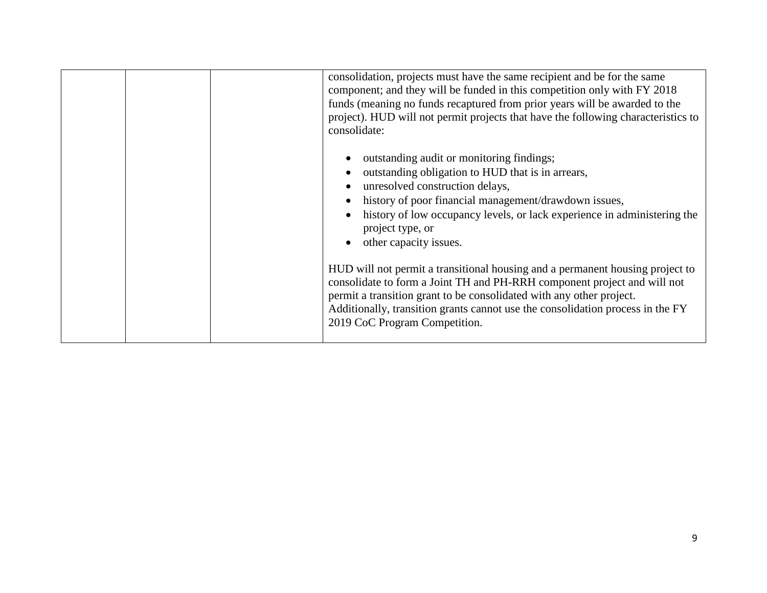| | | | |
|---|---|---|---|
| | | | consolidation, projects must have the same recipient and be for the same component; and they will be funded in this competition only with FY 2018 funds (meaning no funds recaptured from prior years will be awarded to the project). HUD will not permit projects that have the following characteristics to consolidate:<br><br>• outstanding audit or monitoring findings;<br>• outstanding obligation to HUD that is in arrears,<br>• unresolved construction delays,<br>• history of poor financial management/drawdown issues,<br>• history of low occupancy levels, or lack experience in administering the project type, or<br>• other capacity issues.<br><br>HUD will not permit a transitional housing and a permanent housing project to consolidate to form a Joint TH and PH-RRH component project and will not permit a transition grant to be consolidated with any other project. Additionally, transition grants cannot use the consolidation process in the FY 2019 CoC Program Competition. |